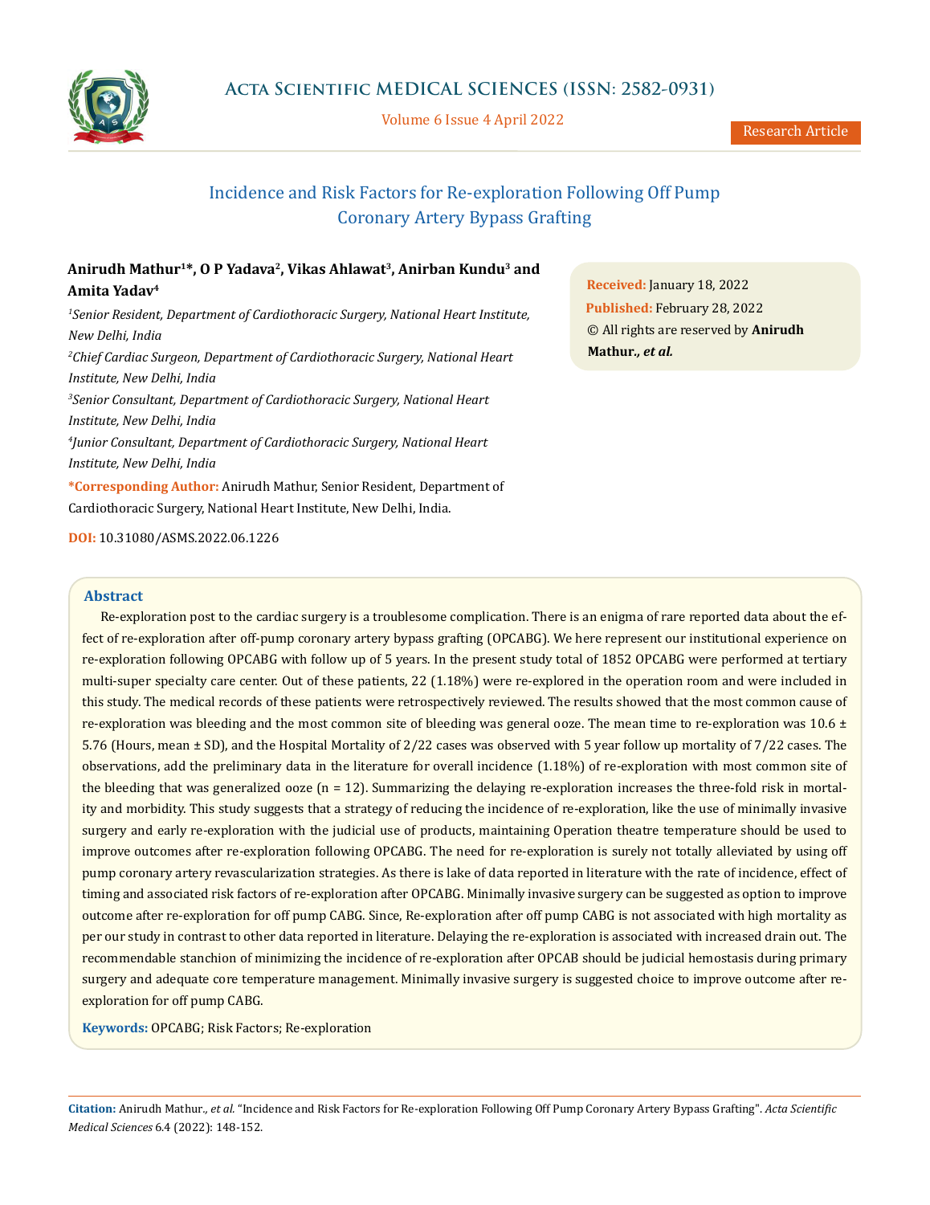# Incidence and Risk Factors for Re-exploration Following Off Pump Coronary Artery Bypass Grafting

**Anirudh Mathur[1]*, O P Yadava[2], Vikas Ahlawat[3], Anirban Kundu[3] and Amita Yadav[4]**

[1]*Senior Resident, Department of Cardiothoracic Surgery, National Heart Institute, New Delhi, India*

[2]*Chief Cardiac Surgeon, Department of Cardiothoracic Surgery, National Heart Institute, New Delhi, India*

[3]*Senior Consultant, Department of Cardiothoracic Surgery, National Heart Institute, New Delhi, India*

[4]*Junior Consultant, Department of Cardiothoracic Surgery, National Heart Institute, New Delhi, India*

**\*Corresponding Author:** Anirudh Mathur, Senior Resident, Department of Cardiothoracic Surgery, National Heart Institute, New Delhi, India.

**DOI:** 10.31080/ASMS.2022.06.1226

**Received:** January 18, 2022
**Published:** February 28, 2022
© All rights are reserved by **Anirudh Mathur*., et al.***

## Abstract

Re-exploration post to the cardiac surgery is a troublesome complication. There is an enigma of rare reported data about the effect of re-exploration after off-pump coronary artery bypass grafting (OPCABG). We here represent our institutional experience on re-exploration following OPCABG with follow up of 5 years. In the present study total of 1852 OPCABG were performed at tertiary multi-super specialty care center. Out of these patients, 22 (1.18%) were re-explored in the operation room and were included in this study. The medical records of these patients were retrospectively reviewed. The results showed that the most common cause of re-exploration was bleeding and the most common site of bleeding was general ooze. The mean time to re-exploration was 10.6 ± 5.76 (Hours, mean ± SD), and the Hospital Mortality of 2/22 cases was observed with 5 year follow up mortality of 7/22 cases. The observations, add the preliminary data in the literature for overall incidence (1.18%) of re-exploration with most common site of the bleeding that was generalized ooze (n = 12). Summarizing the delaying re-exploration increases the three-fold risk in mortality and morbidity. This study suggests that a strategy of reducing the incidence of re-exploration, like the use of minimally invasive surgery and early re-exploration with the judicial use of products, maintaining Operation theatre temperature should be used to improve outcomes after re-exploration following OPCABG. The need for re-exploration is surely not totally alleviated by using off pump coronary artery revascularization strategies. As there is lake of data reported in literature with the rate of incidence, effect of timing and associated risk factors of re-exploration after OPCABG. Minimally invasive surgery can be suggested as option to improve outcome after re-exploration for off pump CABG. Since, Re-exploration after off pump CABG is not associated with high mortality as per our study in contrast to other data reported in literature. Delaying the re-exploration is associated with increased drain out. The recommendable stanchion of minimizing the incidence of re-exploration after OPCAB should be judicial hemostasis during primary surgery and adequate core temperature management. Minimally invasive surgery is suggested choice to improve outcome after re-exploration for off pump CABG.

**Keywords:** OPCABG; Risk Factors; Re-exploration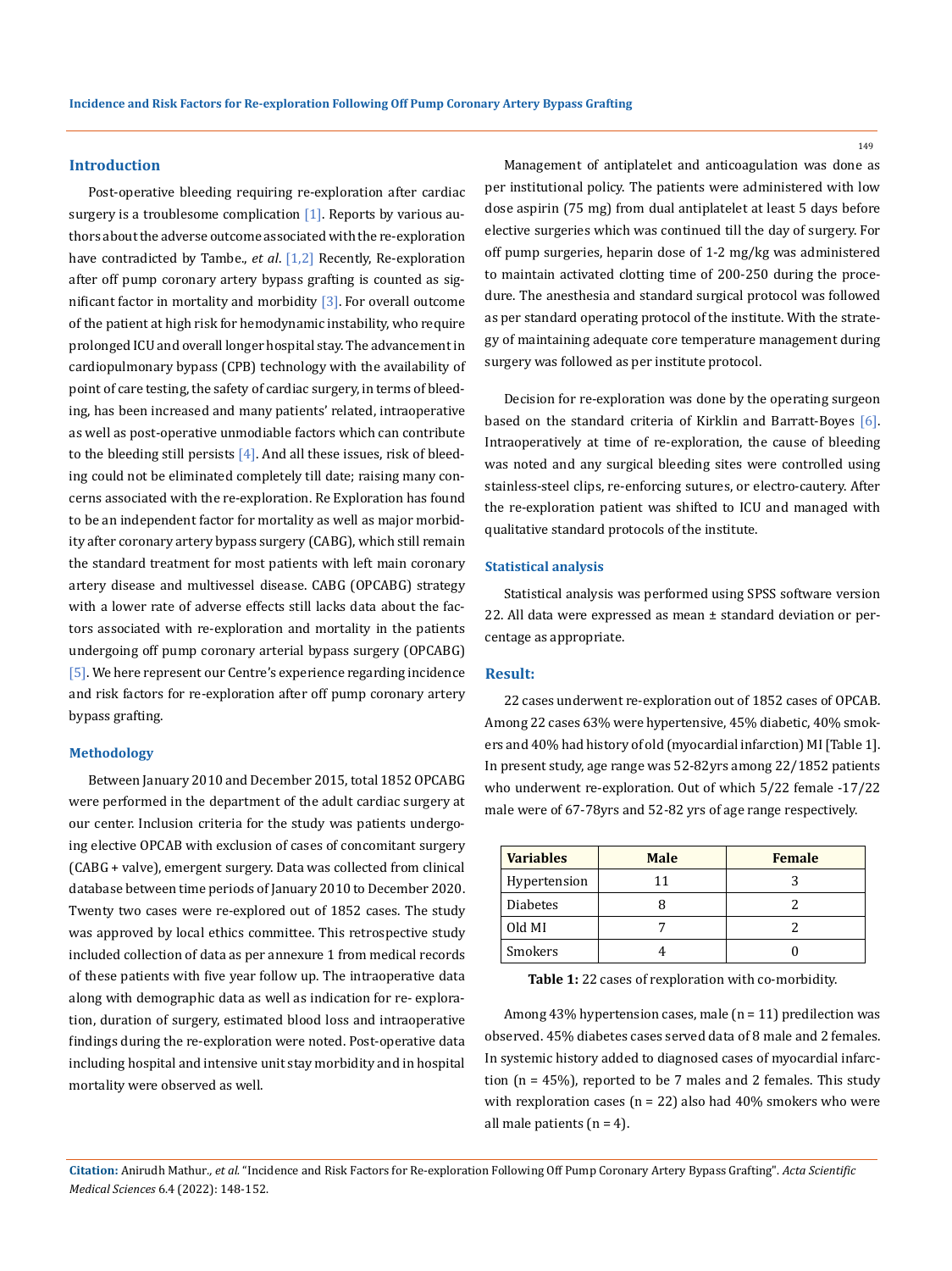## Introduction

Post-operative bleeding requiring re-exploration after cardiac surgery is a troublesome complication [1]. Reports by various authors about the adverse outcome associated with the re-exploration have contradicted by Tambe., *et al*. [1,2] Recently, Re-exploration after off pump coronary artery bypass grafting is counted as significant factor in mortality and morbidity [3]. For overall outcome of the patient at high risk for hemodynamic instability, who require prolonged ICU and overall longer hospital stay. The advancement in cardiopulmonary bypass (CPB) technology with the availability of point of care testing, the safety of cardiac surgery, in terms of bleeding, has been increased and many patients' related, intraoperative as well as post-operative unmodiable factors which can contribute to the bleeding still persists [4]. And all these issues, risk of bleeding could not be eliminated completely till date; raising many concerns associated with the re-exploration. Re Exploration has found to be an independent factor for mortality as well as major morbidity after coronary artery bypass surgery (CABG), which still remain the standard treatment for most patients with left main coronary artery disease and multivessel disease. CABG (OPCABG) strategy with a lower rate of adverse effects still lacks data about the factors associated with re-exploration and mortality in the patients undergoing off pump coronary arterial bypass surgery (OPCABG) [5]. We here represent our Centre's experience regarding incidence and risk factors for re-exploration after off pump coronary artery bypass grafting.

## Methodology

Between January 2010 and December 2015, total 1852 OPCABG were performed in the department of the adult cardiac surgery at our center. Inclusion criteria for the study was patients undergoing elective OPCAB with exclusion of cases of concomitant surgery (CABG + valve), emergent surgery. Data was collected from clinical database between time periods of January 2010 to December 2020. Twenty two cases were re-explored out of 1852 cases. The study was approved by local ethics committee. This retrospective study included collection of data as per annexure 1 from medical records of these patients with five year follow up. The intraoperative data along with demographic data as well as indication for re- exploration, duration of surgery, estimated blood loss and intraoperative findings during the re-exploration were noted. Post-operative data including hospital and intensive unit stay morbidity and in hospital mortality were observed as well.

Management of antiplatelet and anticoagulation was done as per institutional policy. The patients were administered with low dose aspirin (75 mg) from dual antiplatelet at least 5 days before elective surgeries which was continued till the day of surgery. For off pump surgeries, heparin dose of 1-2 mg/kg was administered to maintain activated clotting time of 200-250 during the procedure. The anesthesia and standard surgical protocol was followed as per standard operating protocol of the institute. With the strategy of maintaining adequate core temperature management during surgery was followed as per institute protocol.

Decision for re-exploration was done by the operating surgeon based on the standard criteria of Kirklin and Barratt-Boyes [6]. Intraoperatively at time of re-exploration, the cause of bleeding was noted and any surgical bleeding sites were controlled using stainless-steel clips, re-enforcing sutures, or electro-cautery. After the re-exploration patient was shifted to ICU and managed with qualitative standard protocols of the institute.

### Statistical analysis

Statistical analysis was performed using SPSS software version 22. All data were expressed as mean ± standard deviation or percentage as appropriate.

## Result:

22 cases underwent re-exploration out of 1852 cases of OPCAB. Among 22 cases 63% were hypertensive, 45% diabetic, 40% smokers and 40% had history of old (myocardial infarction) MI [Table 1]. In present study, age range was 52-82yrs among 22/1852 patients who underwent re-exploration. Out of which 5/22 female -17/22 male were of 67-78yrs and 52-82 yrs of age range respectively.

| Variables | Male | Female |
|---|---|---|
| Hypertension | 11 | 3 |
| Diabetes | 8 | 2 |
| Old MI | 7 | 2 |
| Smokers | 4 | 0 |

**Table 1:** 22 cases of rexploration with co-morbidity.

Among 43% hypertension cases, male (n = 11) predilection was observed. 45% diabetes cases served data of 8 male and 2 females. In systemic history added to diagnosed cases of myocardial infarction (n = 45%), reported to be 7 males and 2 females. This study with rexploration cases (n = 22) also had 40% smokers who were all male patients (n = 4).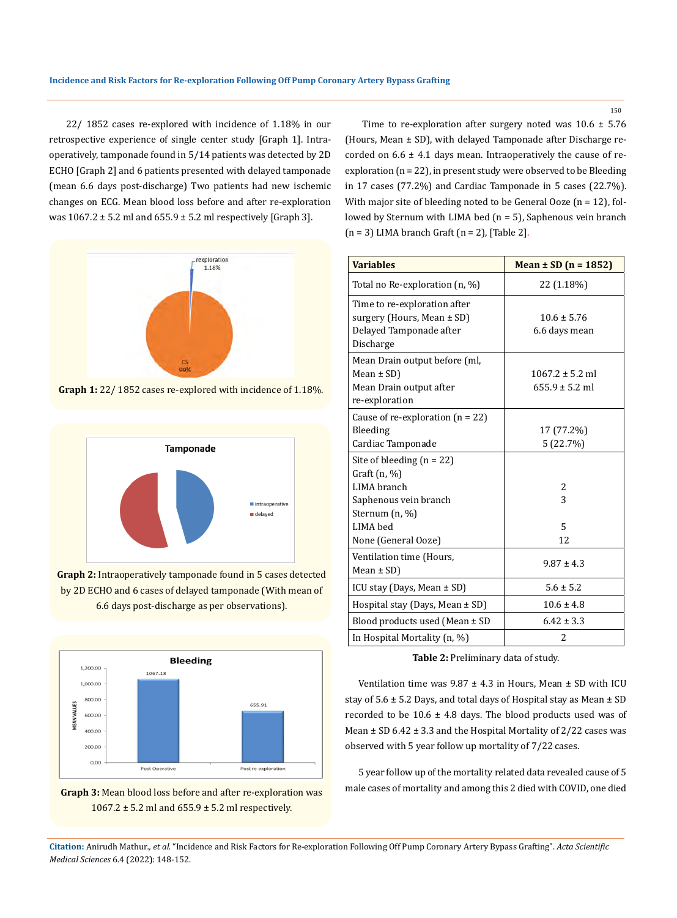22/ 1852 cases re-explored with incidence of 1.18% in our retrospective experience of single center study [Graph 1]. Intra-operatively, tamponade found in 5/14 patients was detected by 2D ECHO [Graph 2] and 6 patients presented with delayed tamponade (mean 6.6 days post-discharge) Two patients had new ischemic changes on ECG. Mean blood loss before and after re-exploration was 1067.2 ± 5.2 ml and 655.9 ± 5.2 ml respectively [Graph 3].

**Graph 1:** 22/ 1852 cases re-explored with incidence of 1.18%.

**Graph 2:** Intraoperatively tamponade found in 5 cases detected by 2D ECHO and 6 cases of delayed tamponade (With mean of 6.6 days post-discharge as per observations).

**Graph 3:** Mean blood loss before and after re-exploration was 1067.2 ± 5.2 ml and 655.9 ± 5.2 ml respectively.

Time to re-exploration after surgery noted was 10.6 ± 5.76 (Hours, Mean ± SD), with delayed Tamponade after Discharge recorded on 6.6 ± 4.1 days mean. Intraoperatively the cause of re-exploration (n = 22), in present study were observed to be Bleeding in 17 cases (77.2%) and Cardiac Tamponade in 5 cases (22.7%). With major site of bleeding noted to be General Ooze (n = 12), followed by Sternum with LIMA bed (n = 5), Saphenous vein branch (n = 3) LIMA branch Graft (n = 2), [Table 2].

| Variables | Mean ± SD (n = 1852) |
|---|---|
| Total no Re-exploration (n, %) | 22 (1.18%) |
| Time to re-exploration after surgery (Hours, Mean ± SD)<br>Delayed Tamponade after Discharge | 10.6 ± 5.76<br>6.6 days mean |
| Mean Drain output before (ml, Mean ± SD)<br>Mean Drain output after re-exploration | 1067.2 ± 5.2 ml<br>655.9 ± 5.2 ml |
| Cause of re-exploration (n = 22)<br>Bleeding<br>Cardiac Tamponade | <br>17 (77.2%)<br>5 (22.7%) |
| Site of bleeding (n = 22)<br>Graft (n, %)<br>LIMA branch<br>Saphenous vein branch<br>Sternum (n, %)<br>LIMA bed<br>None (General Ooze) | <br><br>2<br>3<br><br>5<br>12 |
| Ventilation time (Hours, Mean ± SD) | 9.87 ± 4.3 |
| ICU stay (Days, Mean ± SD) | 5.6 ± 5.2 |
| Hospital stay (Days, Mean ± SD) | 10.6 ± 4.8 |
| Blood products used (Mean ± SD | 6.42 ± 3.3 |
| In Hospital Mortality (n, %) | 2 |

**Table 2:** Preliminary data of study.

Ventilation time was 9.87 ± 4.3 in Hours, Mean ± SD with ICU stay of 5.6 ± 5.2 Days, and total days of Hospital stay as Mean ± SD recorded to be 10.6 ± 4.8 days. The blood products used was of Mean ± SD 6.42 ± 3.3 and the Hospital Mortality of 2/22 cases was observed with 5 year follow up mortality of 7/22 cases.

5 year follow up of the mortality related data revealed cause of 5 male cases of mortality and among this 2 died with COVID, one died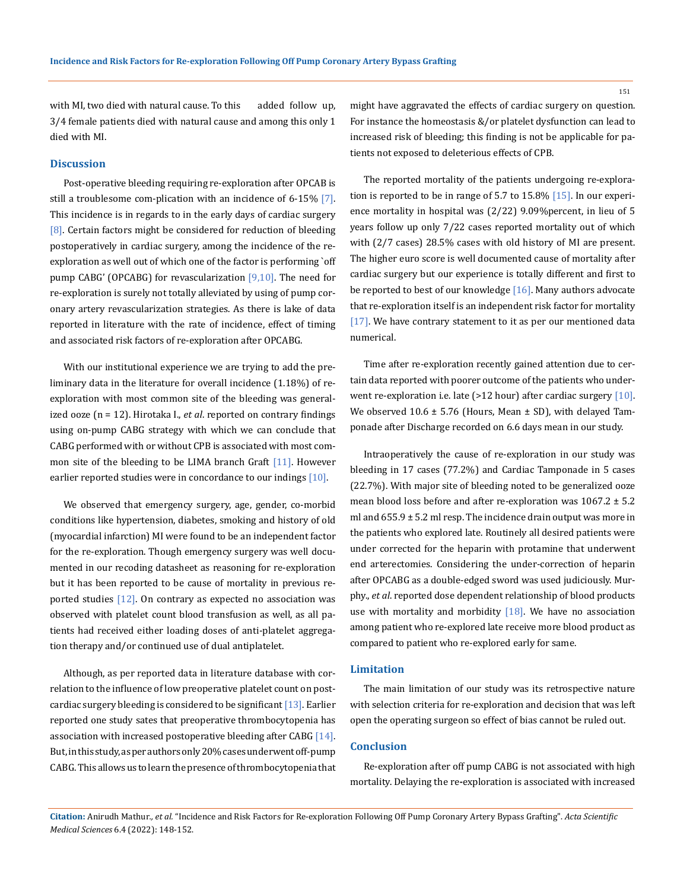with MI, two died with natural cause. To this added follow up, 3/4 female patients died with natural cause and among this only 1 died with MI.

## Discussion

Post-operative bleeding requiring re-exploration after OPCAB is still a troublesome com-plication with an incidence of 6-15% [7]. This incidence is in regards to in the early days of cardiac surgery [8]. Certain factors might be considered for reduction of bleeding postoperatively in cardiac surgery, among the incidence of the re-exploration as well out of which one of the factor is performing `off pump CABG' (OPCABG) for revascularization [9,10]. The need for re-exploration is surely not totally alleviated by using of pump coronary artery revascularization strategies. As there is lake of data reported in literature with the rate of incidence, effect of timing and associated risk factors of re-exploration after OPCABG.

With our institutional experience we are trying to add the preliminary data in the literature for overall incidence (1.18%) of re-exploration with most common site of the bleeding was generalized ooze (n = 12). Hirotaka I., *et al*. reported on contrary findings using on-pump CABG strategy with which we can conclude that CABG performed with or without CPB is associated with most common site of the bleeding to be LIMA branch Graft [11]. However earlier reported studies were in concordance to our indings [10].

We observed that emergency surgery, age, gender, co-morbid conditions like hypertension, diabetes, smoking and history of old (myocardial infarction) MI were found to be an independent factor for the re-exploration. Though emergency surgery was well documented in our recoding datasheet as reasoning for re-exploration but it has been reported to be cause of mortality in previous reported studies [12]. On contrary as expected no association was observed with platelet count blood transfusion as well, as all patients had received either loading doses of anti-platelet aggregation therapy and/or continued use of dual antiplatelet.

Although, as per reported data in literature database with correlation to the influence of low preoperative platelet count on post-cardiac surgery bleeding is considered to be significant [13]. Earlier reported one study sates that preoperative thrombocytopenia has association with increased postoperative bleeding after CABG [14]. But, in this study, as per authors only 20% cases underwent off-pump CABG. This allows us to learn the presence of thrombocytopenia that might have aggravated the effects of cardiac surgery on question. For instance the homeostasis &/or platelet dysfunction can lead to increased risk of bleeding; this finding is not be applicable for patients not exposed to deleterious effects of CPB.

The reported mortality of the patients undergoing re-exploration is reported to be in range of 5.7 to 15.8% [15]. In our experience mortality in hospital was (2/22) 9.09%percent, in lieu of 5 years follow up only 7/22 cases reported mortality out of which with (2/7 cases) 28.5% cases with old history of MI are present. The higher euro score is well documented cause of mortality after cardiac surgery but our experience is totally different and first to be reported to best of our knowledge [16]. Many authors advocate that re-exploration itself is an independent risk factor for mortality [17]. We have contrary statement to it as per our mentioned data numerical.

Time after re-exploration recently gained attention due to certain data reported with poorer outcome of the patients who underwent re-exploration i.e. late (>12 hour) after cardiac surgery [10]. We observed 10.6 ± 5.76 (Hours, Mean ± SD), with delayed Tamponade after Discharge recorded on 6.6 days mean in our study.

Intraoperatively the cause of re-exploration in our study was bleeding in 17 cases (77.2%) and Cardiac Tamponade in 5 cases (22.7%). With major site of bleeding noted to be generalized ooze mean blood loss before and after re-exploration was 1067.2 ± 5.2 ml and 655.9 ± 5.2 ml resp. The incidence drain output was more in the patients who explored late. Routinely all desired patients were under corrected for the heparin with protamine that underwent end arterectomies. Considering the under-correction of heparin after OPCABG as a double-edged sword was used judiciously. Murphy., *et al*. reported dose dependent relationship of blood products use with mortality and morbidity [18]. We have no association among patient who re-explored late receive more blood product as compared to patient who re-explored early for same.

## Limitation

The main limitation of our study was its retrospective nature with selection criteria for re-exploration and decision that was left open the operating surgeon so effect of bias cannot be ruled out.

## Conclusion

Re-exploration after off pump CABG is not associated with high mortality. Delaying the re-exploration is associated with increased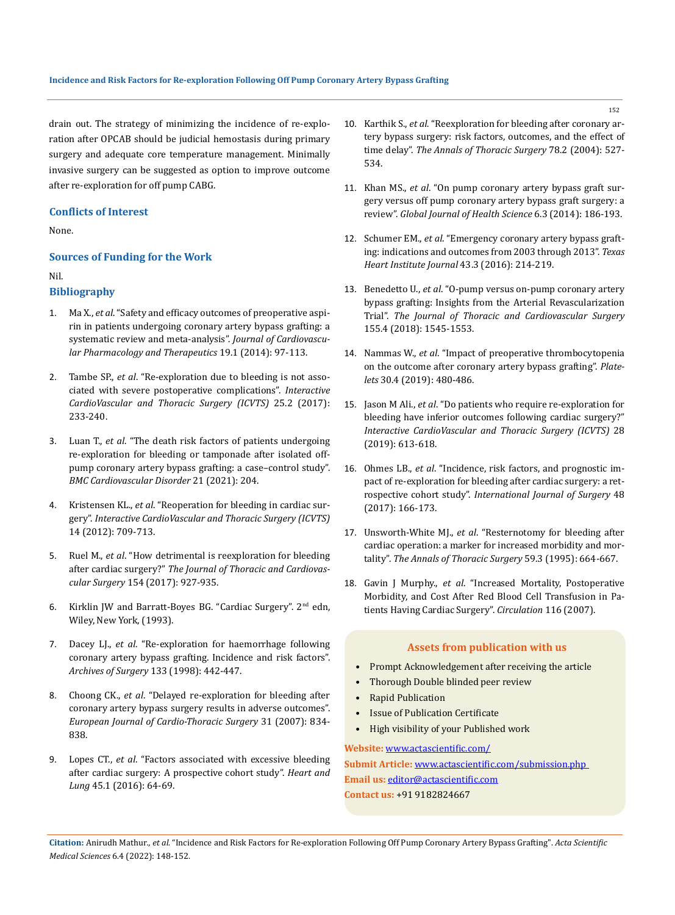drain out. The strategy of minimizing the incidence of re-exploration after OPCAB should be judicial hemostasis during primary surgery and adequate core temperature management. Minimally invasive surgery can be suggested as option to improve outcome after re-exploration for off pump CABG.

## Conflicts of Interest

None.

## Sources of Funding for the Work

Nil.

## Bibliography

1. Ma X., *et al*. "Safety and efficacy outcomes of preoperative aspirin in patients undergoing coronary artery bypass grafting: a systematic review and meta-analysis". *Journal of Cardiovascular Pharmacology and Therapeutics* 19.1 (2014): 97-113.
2. Tambe SP., *et al*. "Re-exploration due to bleeding is not associated with severe postoperative complications". *Interactive CardioVascular and Thoracic Surgery (ICVTS)* 25.2 (2017): 233-240.
3. Luan T., *et al*. "The death risk factors of patients undergoing re-exploration for bleeding or tamponade after isolated off-pump coronary artery bypass grafting: a case–control study". *BMC Cardiovascular Disorder* 21 (2021): 204.
4. Kristensen KL., *et al*. "Reoperation for bleeding in cardiac surgery". *Interactive CardioVascular and Thoracic Surgery (ICVTS)* 14 (2012): 709-713.
5. Ruel M., *et al*. "How detrimental is reexploration for bleeding after cardiac surgery?" *The Journal of Thoracic and Cardiovascular Surgery* 154 (2017): 927-935.
6. Kirklin JW and Barratt-Boyes BG. "Cardiac Surgery". 2nd edn, Wiley, New York, (1993).
7. Dacey LJ., *et al*. "Re-exploration for haemorrhage following coronary artery bypass grafting. Incidence and risk factors". *Archives of Surgery* 133 (1998): 442-447.
8. Choong CK., *et al*. "Delayed re-exploration for bleeding after coronary artery bypass surgery results in adverse outcomes". *European Journal of Cardio-Thoracic Surgery* 31 (2007): 834-838.
9. Lopes CT., *et al*. "Factors associated with excessive bleeding after cardiac surgery: A prospective cohort study". *Heart and Lung* 45.1 (2016): 64-69.
10. Karthik S., *et al*. "Reexploration for bleeding after coronary artery bypass surgery: risk factors, outcomes, and the effect of time delay". *The Annals of Thoracic Surgery* 78.2 (2004): 527-534.
11. Khan MS., *et al*. "On pump coronary artery bypass graft surgery versus off pump coronary artery bypass graft surgery: a review". *Global Journal of Health Science* 6.3 (2014): 186-193.
12. Schumer EM., *et al*. "Emergency coronary artery bypass grafting: indications and outcomes from 2003 through 2013". *Texas Heart Institute Journal* 43.3 (2016): 214-219.
13. Benedetto U., *et al*. "O-pump versus on-pump coronary artery bypass grafting: Insights from the Arterial Revascularization Trial". *The Journal of Thoracic and Cardiovascular Surgery* 155.4 (2018): 1545-1553.
14. Nammas W., *et al*. "Impact of preoperative thrombocytopenia on the outcome after coronary artery bypass grafting". *Platelets* 30.4 (2019): 480-486.
15. Jason M Ali., *et al*. "Do patients who require re-exploration for bleeding have inferior outcomes following cardiac surgery?" *Interactive CardioVascular and Thoracic Surgery (ICVTS)* 28 (2019): 613-618.
16. Ohmes LB., *et al*. "Incidence, risk factors, and prognostic impact of re-exploration for bleeding after cardiac surgery: a retrospective cohort study". *International Journal of Surgery* 48 (2017): 166-173.
17. Unsworth-White MJ., *et al*. "Resternotomy for bleeding after cardiac operation: a marker for increased morbidity and mortality". *The Annals of Thoracic Surgery* 59.3 (1995): 664-667.
18. Gavin J Murphy., *et al*. "Increased Mortality, Postoperative Morbidity, and Cost After Red Blood Cell Transfusion in Patients Having Cardiac Surgery". *Circulation* 116 (2007).

**Assets from publication with us**

- Prompt Acknowledgement after receiving the article
- Thorough Double blinded peer review
- Rapid Publication
- Issue of Publication Certificate
- High visibility of your Published work

**Website:** www.actascientific.com/
**Submit Article:** www.actascientific.com/submission.php
**Email us:** editor@actascientific.com
**Contact us:** +91 9182824667